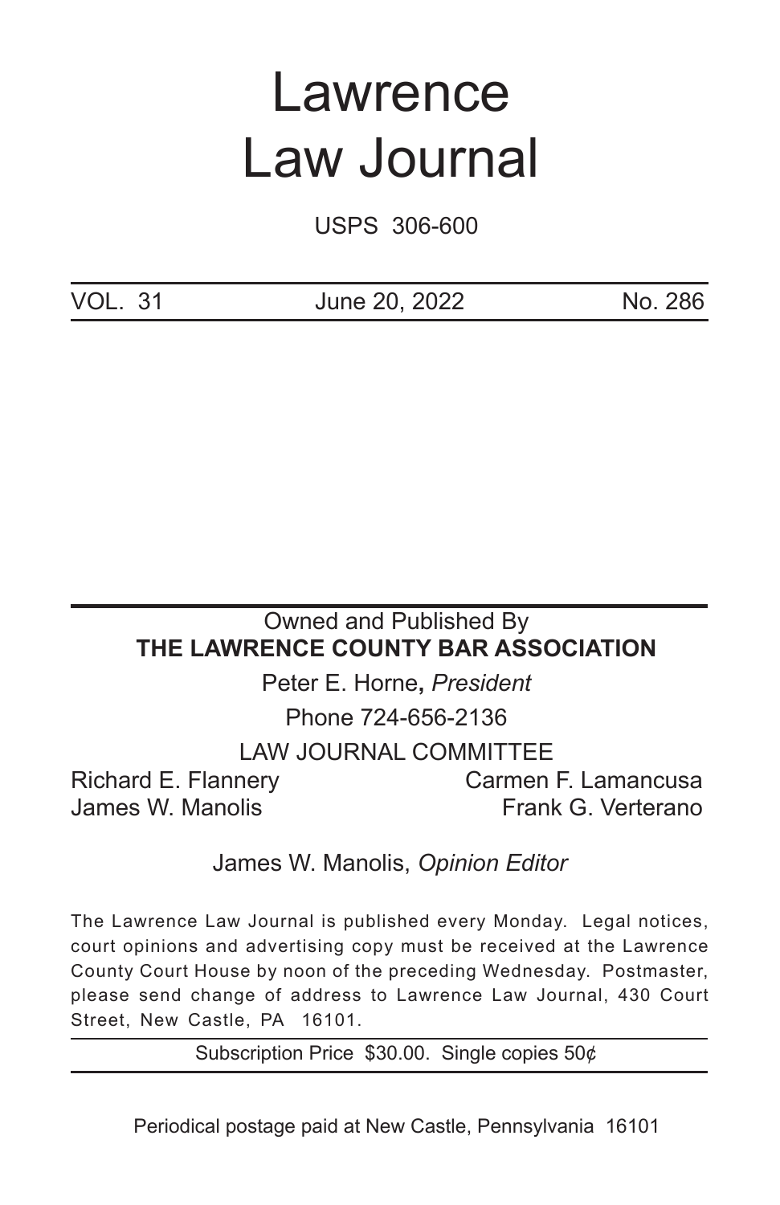# Lawrence Law Journal

USPS 306-600

| VOL. 31 | June 20, 2022 | No. 286 |
|---|---|---|

Owned and Published By

**THE LAWRENCE COUNTY BAR ASSOCIATION**

Peter E. Horne**,** *President*

Phone 724-656-2136

LAW JOURNAL COMMITTEE

Richard E. Flannery
Carmen F. Lamancusa
James W. Manolis
Frank G. Verterano

James W. Manolis, *Opinion Editor*

The Lawrence Law Journal is published every Monday. Legal notices, court opinions and advertising copy must be received at the Lawrence County Court House by noon of the preceding Wednesday. Postmaster, please send change of address to Lawrence Law Journal, 430 Court Street, New Castle, PA 16101.

Subscription Price $30.00. Single copies 50¢

Periodical postage paid at New Castle, Pennsylvania 16101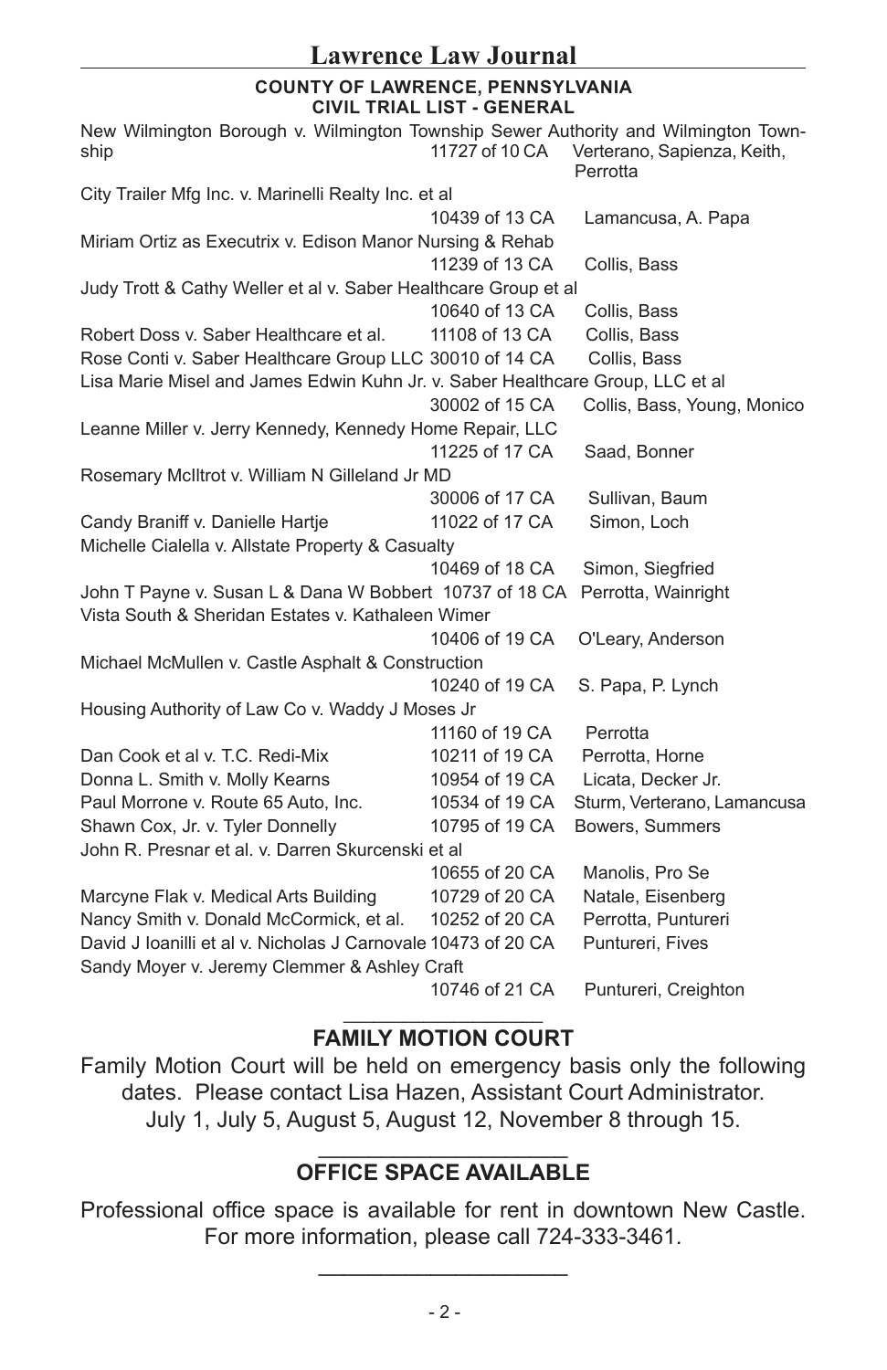**COUNTY OF LAWRENCE, PENNSYLVANIA**
**CIVIL TRIAL LIST - GENERAL**

| Case | Number | Attorneys |
|---|---|---|
| New Wilmington Borough v. Wilmington Township Sewer Authority and Wilmington Township | 11727 of 10 CA | Verterano, Sapienza, Keith, Perrotta |
| City Trailer Mfg Inc. v. Marinelli Realty Inc. et al | 10439 of 13 CA | Lamancusa, A. Papa |
| Miriam Ortiz as Executrix v. Edison Manor Nursing & Rehab | 11239 of 13 CA | Collis, Bass |
| Judy Trott & Cathy Weller et al v. Saber Healthcare Group et al | 10640 of 13 CA | Collis, Bass |
| Robert Doss v. Saber Healthcare et al. | 11108 of 13 CA | Collis, Bass |
| Rose Conti v. Saber Healthcare Group LLC | 30010 of 14 CA | Collis, Bass |
| Lisa Marie Misel and James Edwin Kuhn Jr. v. Saber Healthcare Group, LLC et al | 30002 of 15 CA | Collis, Bass, Young, Monico |
| Leanne Miller v. Jerry Kennedy, Kennedy Home Repair, LLC | 11225 of 17 CA | Saad, Bonner |
| Rosemary McIltrot v. William N Gilleland Jr MD | 30006 of 17 CA | Sullivan, Baum |
| Candy Braniff v. Danielle Hartje | 11022 of 17 CA | Simon, Loch |
| Michelle Cialella v. Allstate Property & Casualty | 10469 of 18 CA | Simon, Siegfried |
| John T Payne v. Susan L & Dana W Bobbert | 10737 of 18 CA | Perrotta, Wainright |
| Vista South & Sheridan Estates v. Kathaleen Wimer | 10406 of 19 CA | O'Leary, Anderson |
| Michael McMullen v. Castle Asphalt & Construction | 10240 of 19 CA | S. Papa, P. Lynch |
| Housing Authority of Law Co v. Waddy J Moses Jr | 11160 of 19 CA | Perrotta |
| Dan Cook et al v. T.C. Redi-Mix | 10211 of 19 CA | Perrotta, Horne |
| Donna L. Smith v. Molly Kearns | 10954 of 19 CA | Licata, Decker Jr. |
| Paul Morrone v. Route 65 Auto, Inc. | 10534 of 19 CA | Sturm, Verterano, Lamancusa |
| Shawn Cox, Jr. v. Tyler Donnelly | 10795 of 19 CA | Bowers, Summers |
| John R. Presnar et al. v. Darren Skurcenski et al | 10655 of 20 CA | Manolis, Pro Se |
| Marcyne Flak v. Medical Arts Building | 10729 of 20 CA | Natale, Eisenberg |
| Nancy Smith v. Donald McCormick, et al. | 10252 of 20 CA | Perrotta, Puntureri |
| David J Ioanilli et al v. Nicholas J Carnovale | 10473 of 20 CA | Puntureri, Fives |
| Sandy Moyer v. Jeremy Clemmer & Ashley Craft | 10746 of 21 CA | Puntureri, Creighton |

## FAMILY MOTION COURT

Family Motion Court will be held on emergency basis only the following dates. Please contact Lisa Hazen, Assistant Court Administrator. July 1, July 5, August 5, August 12, November 8 through 15.

## OFFICE SPACE AVAILABLE

Professional office space is available for rent in downtown New Castle. For more information, please call 724-333-3461.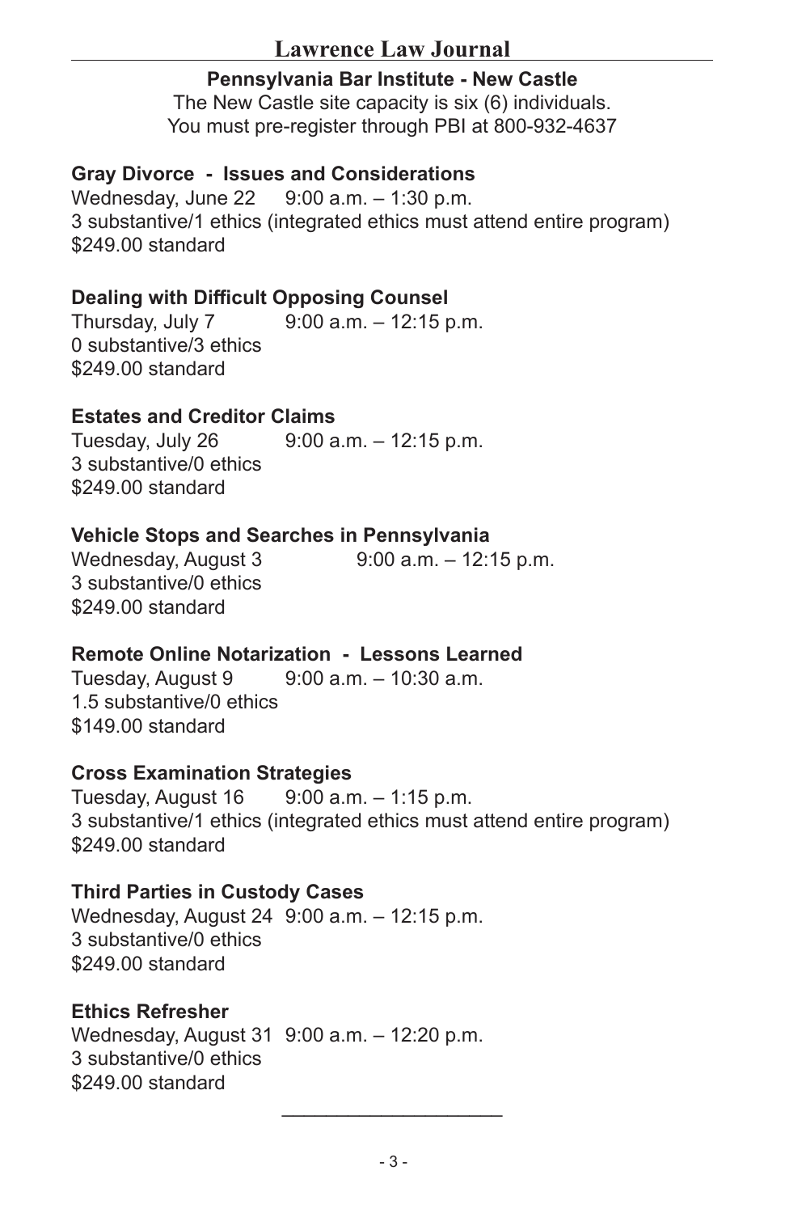## Pennsylvania Bar Institute - New Castle

The New Castle site capacity is six (6) individuals.
You must pre-register through PBI at 800-932-4637

**Gray Divorce - Issues and Considerations**
Wednesday, June 22 9:00 a.m. – 1:30 p.m.
3 substantive/1 ethics (integrated ethics must attend entire program)
$249.00 standard

**Dealing with Difficult Opposing Counsel**
Thursday, July 7 9:00 a.m. – 12:15 p.m.
0 substantive/3 ethics
$249.00 standard

**Estates and Creditor Claims**
Tuesday, July 26 9:00 a.m. – 12:15 p.m.
3 substantive/0 ethics
$249.00 standard

**Vehicle Stops and Searches in Pennsylvania**
Wednesday, August 3 9:00 a.m. – 12:15 p.m.
3 substantive/0 ethics
$249.00 standard

**Remote Online Notarization - Lessons Learned**
Tuesday, August 9 9:00 a.m. – 10:30 a.m.
1.5 substantive/0 ethics
$149.00 standard

**Cross Examination Strategies**
Tuesday, August 16 9:00 a.m. – 1:15 p.m.
3 substantive/1 ethics (integrated ethics must attend entire program)
$249.00 standard

**Third Parties in Custody Cases**
Wednesday, August 24 9:00 a.m. – 12:15 p.m.
3 substantive/0 ethics
$249.00 standard

**Ethics Refresher**
Wednesday, August 31 9:00 a.m. – 12:20 p.m.
3 substantive/0 ethics
$249.00 standard

---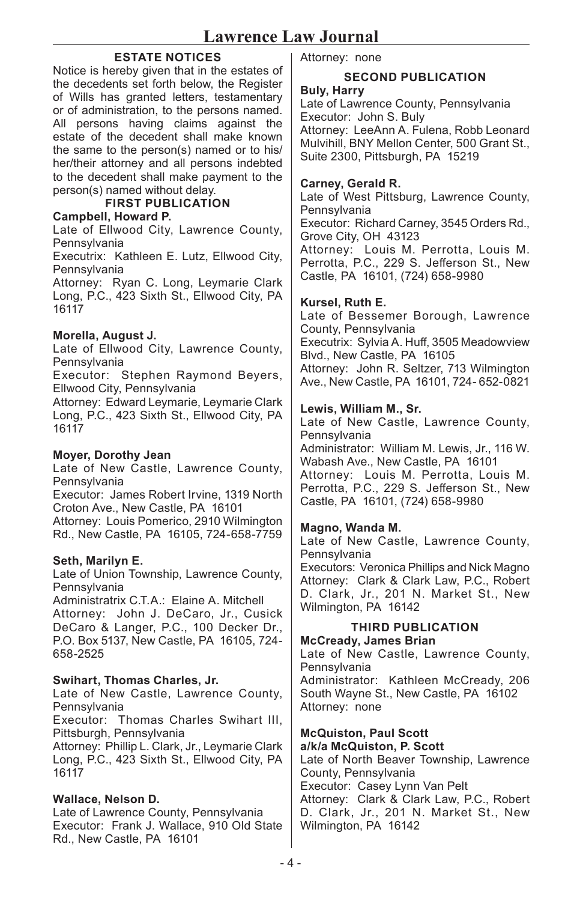## ESTATE NOTICES

Notice is hereby given that in the estates of the decedents set forth below, the Register of Wills has granted letters, testamentary or of administration, to the persons named. All persons having claims against the estate of the decedent shall make known the same to the person(s) named or to his/her/their attorney and all persons indebted to the decedent shall make payment to the person(s) named without delay.

### FIRST PUBLICATION

**Campbell, Howard P.**
Late of Ellwood City, Lawrence County, Pennsylvania
Executrix: Kathleen E. Lutz, Ellwood City, Pennsylvania
Attorney: Ryan C. Long, Leymarie Clark Long, P.C., 423 Sixth St., Ellwood City, PA 16117

**Morella, August J.**
Late of Ellwood City, Lawrence County, Pennsylvania
Executor: Stephen Raymond Beyers, Ellwood City, Pennsylvania
Attorney: Edward Leymarie, Leymarie Clark Long, P.C., 423 Sixth St., Ellwood City, PA 16117

**Moyer, Dorothy Jean**
Late of New Castle, Lawrence County, Pennsylvania
Executor: James Robert Irvine, 1319 North Croton Ave., New Castle, PA 16101
Attorney: Louis Pomerico, 2910 Wilmington Rd., New Castle, PA 16105, 724-658-7759

**Seth, Marilyn E.**
Late of Union Township, Lawrence County, Pennsylvania
Administratrix C.T.A.: Elaine A. Mitchell
Attorney: John J. DeCaro, Jr., Cusick DeCaro & Langer, P.C., 100 Decker Dr., P.O. Box 5137, New Castle, PA 16105, 724-658-2525

**Swihart, Thomas Charles, Jr.**
Late of New Castle, Lawrence County, Pennsylvania
Executor: Thomas Charles Swihart III, Pittsburgh, Pennsylvania
Attorney: Phillip L. Clark, Jr., Leymarie Clark Long, P.C., 423 Sixth St., Ellwood City, PA 16117

**Wallace, Nelson D.**
Late of Lawrence County, Pennsylvania
Executor: Frank J. Wallace, 910 Old State Rd., New Castle, PA 16101
Attorney: none

### SECOND PUBLICATION

**Buly, Harry**
Late of Lawrence County, Pennsylvania
Executor: John S. Buly
Attorney: LeeAnn A. Fulena, Robb Leonard Mulvihill, BNY Mellon Center, 500 Grant St., Suite 2300, Pittsburgh, PA 15219

**Carney, Gerald R.**
Late of West Pittsburg, Lawrence County, Pennsylvania
Executor: Richard Carney, 3545 Orders Rd., Grove City, OH 43123
Attorney: Louis M. Perrotta, Louis M. Perrotta, P.C., 229 S. Jefferson St., New Castle, PA 16101, (724) 658-9980

**Kursel, Ruth E.**
Late of Bessemer Borough, Lawrence County, Pennsylvania
Executrix: Sylvia A. Huff, 3505 Meadowview Blvd., New Castle, PA 16105
Attorney: John R. Seltzer, 713 Wilmington Ave., New Castle, PA 16101, 724- 652-0821

**Lewis, William M., Sr.**
Late of New Castle, Lawrence County, Pennsylvania
Administrator: William M. Lewis, Jr., 116 W. Wabash Ave., New Castle, PA 16101
Attorney: Louis M. Perrotta, Louis M. Perrotta, P.C., 229 S. Jefferson St., New Castle, PA 16101, (724) 658-9980

**Magno, Wanda M.**
Late of New Castle, Lawrence County, Pennsylvania
Executors: Veronica Phillips and Nick Magno
Attorney: Clark & Clark Law, P.C., Robert D. Clark, Jr., 201 N. Market St., New Wilmington, PA 16142

### THIRD PUBLICATION

**McCready, James Brian**
Late of New Castle, Lawrence County, Pennsylvania
Administrator: Kathleen McCready, 206 South Wayne St., New Castle, PA 16102
Attorney: none

**McQuiston, Paul Scott**
**a/k/a McQuiston, P. Scott**
Late of North Beaver Township, Lawrence County, Pennsylvania
Executor: Casey Lynn Van Pelt
Attorney: Clark & Clark Law, P.C., Robert D. Clark, Jr., 201 N. Market St., New Wilmington, PA 16142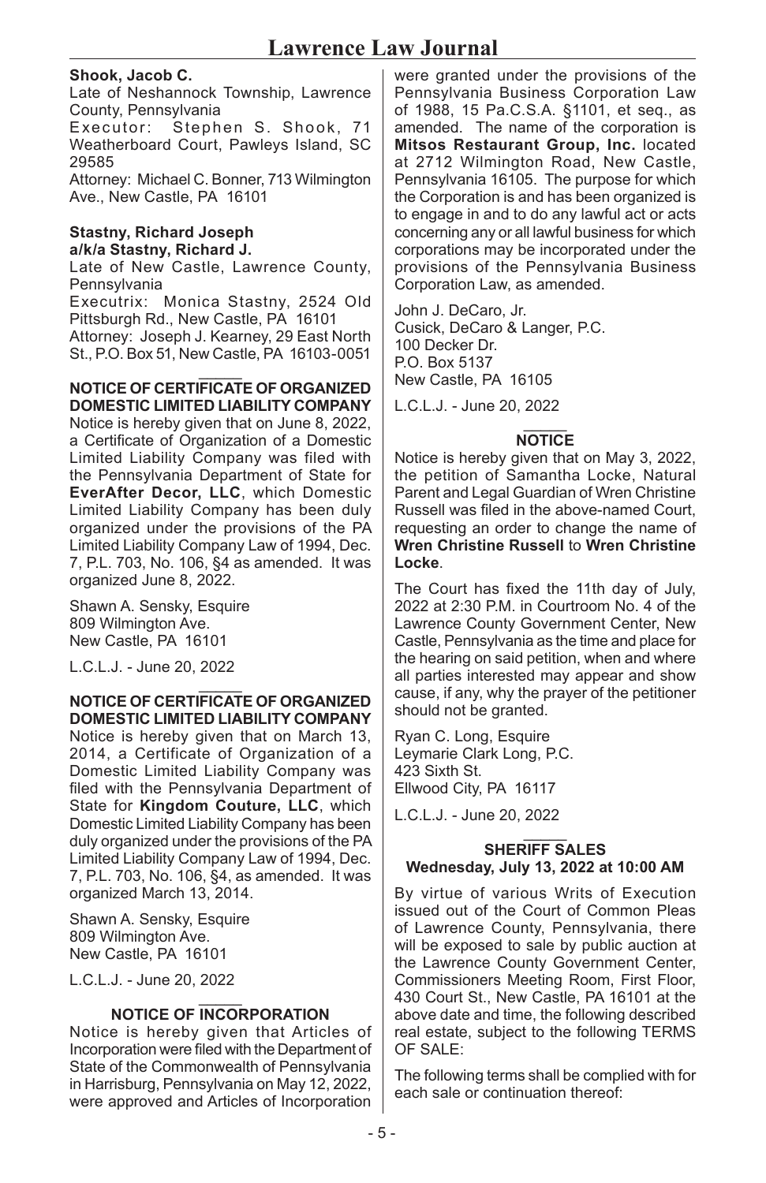**Shook, Jacob C.**
Late of Neshannock Township, Lawrence County, Pennsylvania
Executor: Stephen S. Shook, 71 Weatherboard Court, Pawleys Island, SC 29585
Attorney: Michael C. Bonner, 713 Wilmington Ave., New Castle, PA 16101

**Stastny, Richard Joseph**
**a/k/a Stastny, Richard J.**
Late of New Castle, Lawrence County, Pennsylvania
Executrix: Monica Stastny, 2524 Old Pittsburgh Rd., New Castle, PA 16101
Attorney: Joseph J. Kearney, 29 East North St., P.O. Box 51, New Castle, PA 16103-0051

---

**NOTICE OF CERTIFICATE OF ORGANIZED DOMESTIC LIMITED LIABILITY COMPANY**

Notice is hereby given that on June 8, 2022, a Certificate of Organization of a Domestic Limited Liability Company was filed with the Pennsylvania Department of State for **EverAfter Decor, LLC**, which Domestic Limited Liability Company has been duly organized under the provisions of the PA Limited Liability Company Law of 1994, Dec. 7, P.L. 703, No. 106, §4 as amended. It was organized June 8, 2022.

Shawn A. Sensky, Esquire
809 Wilmington Ave.
New Castle, PA 16101

L.C.L.J. - June 20, 2022

---

**NOTICE OF CERTIFICATE OF ORGANIZED DOMESTIC LIMITED LIABILITY COMPANY**

Notice is hereby given that on March 13, 2014, a Certificate of Organization of a Domestic Limited Liability Company was filed with the Pennsylvania Department of State for **Kingdom Couture, LLC**, which Domestic Limited Liability Company has been duly organized under the provisions of the PA Limited Liability Company Law of 1994, Dec. 7, P.L. 703, No. 106, §4, as amended. It was organized March 13, 2014.

Shawn A. Sensky, Esquire
809 Wilmington Ave.
New Castle, PA 16101

L.C.L.J. - June 20, 2022

---

**NOTICE OF INCORPORATION**

Notice is hereby given that Articles of Incorporation were filed with the Department of State of the Commonwealth of Pennsylvania in Harrisburg, Pennsylvania on May 12, 2022, were approved and Articles of Incorporation were granted under the provisions of the Pennsylvania Business Corporation Law of 1988, 15 Pa.C.S.A. §1101, et seq., as amended. The name of the corporation is **Mitsos Restaurant Group, Inc.** located at 2712 Wilmington Road, New Castle, Pennsylvania 16105. The purpose for which the Corporation is and has been organized is to engage in and to do any lawful act or acts concerning any or all lawful business for which corporations may be incorporated under the provisions of the Pennsylvania Business Corporation Law, as amended.

John J. DeCaro, Jr.
Cusick, DeCaro & Langer, P.C.
100 Decker Dr.
P.O. Box 5137
New Castle, PA 16105

L.C.L.J. - June 20, 2022

---

**NOTICE**

Notice is hereby given that on May 3, 2022, the petition of Samantha Locke, Natural Parent and Legal Guardian of Wren Christine Russell was filed in the above-named Court, requesting an order to change the name of **Wren Christine Russell** to **Wren Christine Locke**.

The Court has fixed the 11th day of July, 2022 at 2:30 P.M. in Courtroom No. 4 of the Lawrence County Government Center, New Castle, Pennsylvania as the time and place for the hearing on said petition, when and where all parties interested may appear and show cause, if any, why the prayer of the petitioner should not be granted.

Ryan C. Long, Esquire
Leymarie Clark Long, P.C.
423 Sixth St.
Ellwood City, PA 16117

L.C.L.J. - June 20, 2022

---

**SHERIFF SALES**
**Wednesday, July 13, 2022 at 10:00 AM**

By virtue of various Writs of Execution issued out of the Court of Common Pleas of Lawrence County, Pennsylvania, there will be exposed to sale by public auction at the Lawrence County Government Center, Commissioners Meeting Room, First Floor, 430 Court St., New Castle, PA 16101 at the above date and time, the following described real estate, subject to the following TERMS OF SALE:

The following terms shall be complied with for each sale or continuation thereof: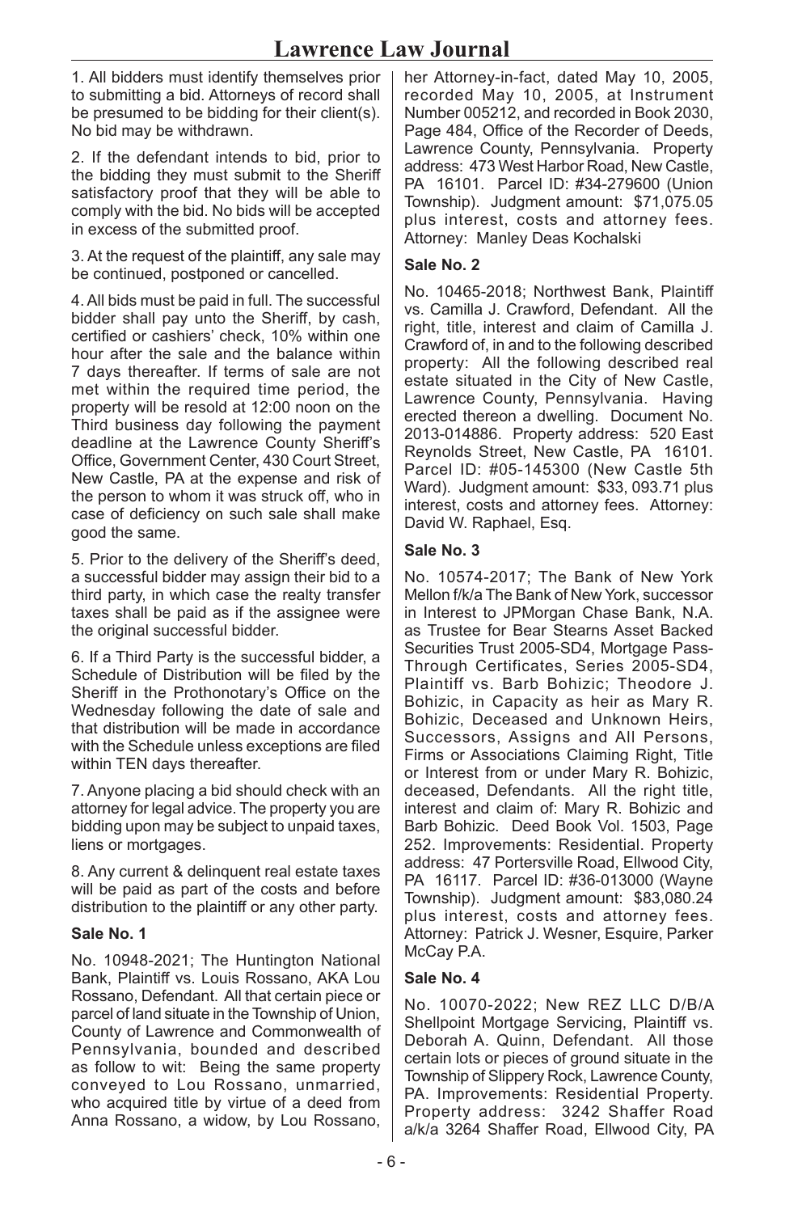1. All bidders must identify themselves prior to submitting a bid. Attorneys of record shall be presumed to be bidding for their client(s). No bid may be withdrawn.

2. If the defendant intends to bid, prior to the bidding they must submit to the Sheriff satisfactory proof that they will be able to comply with the bid. No bids will be accepted in excess of the submitted proof.

3. At the request of the plaintiff, any sale may be continued, postponed or cancelled.

4. All bids must be paid in full. The successful bidder shall pay unto the Sheriff, by cash, certified or cashiers' check, 10% within one hour after the sale and the balance within 7 days thereafter. If terms of sale are not met within the required time period, the property will be resold at 12:00 noon on the Third business day following the payment deadline at the Lawrence County Sheriff's Office, Government Center, 430 Court Street, New Castle, PA at the expense and risk of the person to whom it was struck off, who in case of deficiency on such sale shall make good the same.

5. Prior to the delivery of the Sheriff's deed, a successful bidder may assign their bid to a third party, in which case the realty transfer taxes shall be paid as if the assignee were the original successful bidder.

6. If a Third Party is the successful bidder, a Schedule of Distribution will be filed by the Sheriff in the Prothonotary's Office on the Wednesday following the date of sale and that distribution will be made in accordance with the Schedule unless exceptions are filed within TEN days thereafter.

7. Anyone placing a bid should check with an attorney for legal advice. The property you are bidding upon may be subject to unpaid taxes, liens or mortgages.

8. Any current & delinquent real estate taxes will be paid as part of the costs and before distribution to the plaintiff or any other party.

**Sale No. 1**

No. 10948-2021; The Huntington National Bank, Plaintiff vs. Louis Rossano, AKA Lou Rossano, Defendant. All that certain piece or parcel of land situate in the Township of Union, County of Lawrence and Commonwealth of Pennsylvania, bounded and described as follow to wit: Being the same property conveyed to Lou Rossano, unmarried, who acquired title by virtue of a deed from Anna Rossano, a widow, by Lou Rossano, her Attorney-in-fact, dated May 10, 2005, recorded May 10, 2005, at Instrument Number 005212, and recorded in Book 2030, Page 484, Office of the Recorder of Deeds, Lawrence County, Pennsylvania. Property address: 473 West Harbor Road, New Castle, PA 16101. Parcel ID: #34-279600 (Union Township). Judgment amount: $71,075.05 plus interest, costs and attorney fees. Attorney: Manley Deas Kochalski

**Sale No. 2**

No. 10465-2018; Northwest Bank, Plaintiff vs. Camilla J. Crawford, Defendant. All the right, title, interest and claim of Camilla J. Crawford of, in and to the following described property: All the following described real estate situated in the City of New Castle, Lawrence County, Pennsylvania. Having erected thereon a dwelling. Document No. 2013-014886. Property address: 520 East Reynolds Street, New Castle, PA 16101. Parcel ID: #05-145300 (New Castle 5th Ward). Judgment amount: $33, 093.71 plus interest, costs and attorney fees. Attorney: David W. Raphael, Esq.

**Sale No. 3**

No. 10574-2017; The Bank of New York Mellon f/k/a The Bank of New York, successor in Interest to JPMorgan Chase Bank, N.A. as Trustee for Bear Stearns Asset Backed Securities Trust 2005-SD4, Mortgage Pass-Through Certificates, Series 2005-SD4, Plaintiff vs. Barb Bohizic; Theodore J. Bohizic, in Capacity as heir as Mary R. Bohizic, Deceased and Unknown Heirs, Successors, Assigns and All Persons, Firms or Associations Claiming Right, Title or Interest from or under Mary R. Bohizic, deceased, Defendants. All the right title, interest and claim of: Mary R. Bohizic and Barb Bohizic. Deed Book Vol. 1503, Page 252. Improvements: Residential. Property address: 47 Portersville Road, Ellwood City, PA 16117. Parcel ID: #36-013000 (Wayne Township). Judgment amount: $83,080.24 plus interest, costs and attorney fees. Attorney: Patrick J. Wesner, Esquire, Parker McCay P.A.

**Sale No. 4**

No. 10070-2022; New REZ LLC D/B/A Shellpoint Mortgage Servicing, Plaintiff vs. Deborah A. Quinn, Defendant. All those certain lots or pieces of ground situate in the Township of Slippery Rock, Lawrence County, PA. Improvements: Residential Property. Property address: 3242 Shaffer Road a/k/a 3264 Shaffer Road, Ellwood City, PA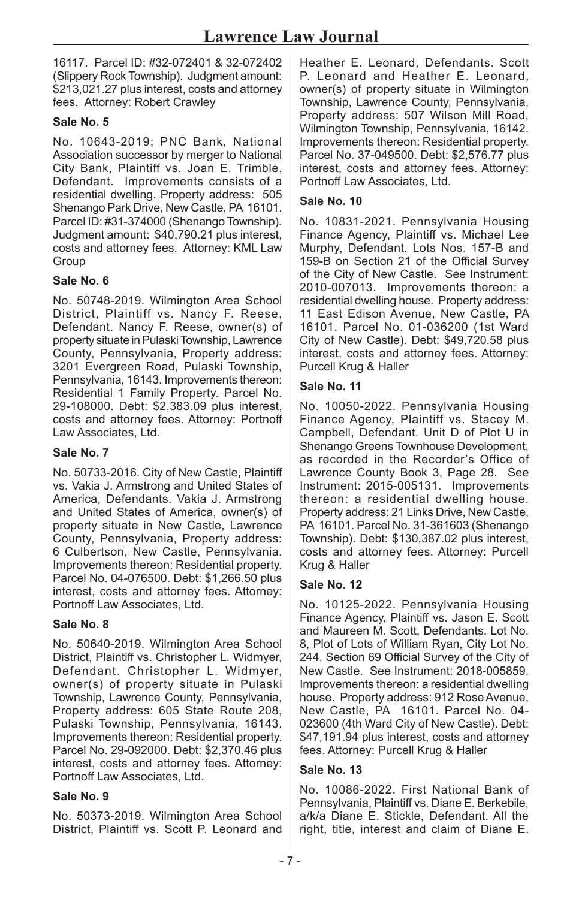16117. Parcel ID: #32-072401 & 32-072402 (Slippery Rock Township). Judgment amount: $213,021.27 plus interest, costs and attorney fees. Attorney: Robert Crawley

**Sale No. 5**

No. 10643-2019; PNC Bank, National Association successor by merger to National City Bank, Plaintiff vs. Joan E. Trimble, Defendant. Improvements consists of a residential dwelling. Property address: 505 Shenango Park Drive, New Castle, PA 16101. Parcel ID: #31-374000 (Shenango Township). Judgment amount: $40,790.21 plus interest, costs and attorney fees. Attorney: KML Law Group

**Sale No. 6**

No. 50748-2019. Wilmington Area School District, Plaintiff vs. Nancy F. Reese, Defendant. Nancy F. Reese, owner(s) of property situate in Pulaski Township, Lawrence County, Pennsylvania, Property address: 3201 Evergreen Road, Pulaski Township, Pennsylvania, 16143. Improvements thereon: Residential 1 Family Property. Parcel No. 29-108000. Debt: $2,383.09 plus interest, costs and attorney fees. Attorney: Portnoff Law Associates, Ltd.

**Sale No. 7**

No. 50733-2016. City of New Castle, Plaintiff vs. Vakia J. Armstrong and United States of America, Defendants. Vakia J. Armstrong and United States of America, owner(s) of property situate in New Castle, Lawrence County, Pennsylvania, Property address: 6 Culbertson, New Castle, Pennsylvania. Improvements thereon: Residential property. Parcel No. 04-076500. Debt: $1,266.50 plus interest, costs and attorney fees. Attorney: Portnoff Law Associates, Ltd.

**Sale No. 8**

No. 50640-2019. Wilmington Area School District, Plaintiff vs. Christopher L. Widmyer, Defendant. Christopher L. Widmyer, owner(s) of property situate in Pulaski Township, Lawrence County, Pennsylvania, Property address: 605 State Route 208, Pulaski Township, Pennsylvania, 16143. Improvements thereon: Residential property. Parcel No. 29-092000. Debt: $2,370.46 plus interest, costs and attorney fees. Attorney: Portnoff Law Associates, Ltd.

**Sale No. 9**

No. 50373-2019. Wilmington Area School District, Plaintiff vs. Scott P. Leonard and Heather E. Leonard, Defendants. Scott P. Leonard and Heather E. Leonard, owner(s) of property situate in Wilmington Township, Lawrence County, Pennsylvania, Property address: 507 Wilson Mill Road, Wilmington Township, Pennsylvania, 16142. Improvements thereon: Residential property. Parcel No. 37-049500. Debt: $2,576.77 plus interest, costs and attorney fees. Attorney: Portnoff Law Associates, Ltd.

**Sale No. 10**

No. 10831-2021. Pennsylvania Housing Finance Agency, Plaintiff vs. Michael Lee Murphy, Defendant. Lots Nos. 157-B and 159-B on Section 21 of the Official Survey of the City of New Castle. See Instrument: 2010-007013. Improvements thereon: a residential dwelling house. Property address: 11 East Edison Avenue, New Castle, PA 16101. Parcel No. 01-036200 (1st Ward City of New Castle). Debt: $49,720.58 plus interest, costs and attorney fees. Attorney: Purcell Krug & Haller

**Sale No. 11**

No. 10050-2022. Pennsylvania Housing Finance Agency, Plaintiff vs. Stacey M. Campbell, Defendant. Unit D of Plot U in Shenango Greens Townhouse Development, as recorded in the Recorder's Office of Lawrence County Book 3, Page 28. See Instrument: 2015-005131. Improvements thereon: a residential dwelling house. Property address: 21 Links Drive, New Castle, PA 16101. Parcel No. 31-361603 (Shenango Township). Debt: $130,387.02 plus interest, costs and attorney fees. Attorney: Purcell Krug & Haller

**Sale No. 12**

No. 10125-2022. Pennsylvania Housing Finance Agency, Plaintiff vs. Jason E. Scott and Maureen M. Scott, Defendants. Lot No. 8, Plot of Lots of William Ryan, City Lot No. 244, Section 69 Official Survey of the City of New Castle. See Instrument: 2018-005859. Improvements thereon: a residential dwelling house. Property address: 912 Rose Avenue, New Castle, PA 16101. Parcel No. 04-023600 (4th Ward City of New Castle). Debt: $47,191.94 plus interest, costs and attorney fees. Attorney: Purcell Krug & Haller

**Sale No. 13**

No. 10086-2022. First National Bank of Pennsylvania, Plaintiff vs. Diane E. Berkebile, a/k/a Diane E. Stickle, Defendant. All the right, title, interest and claim of Diane E.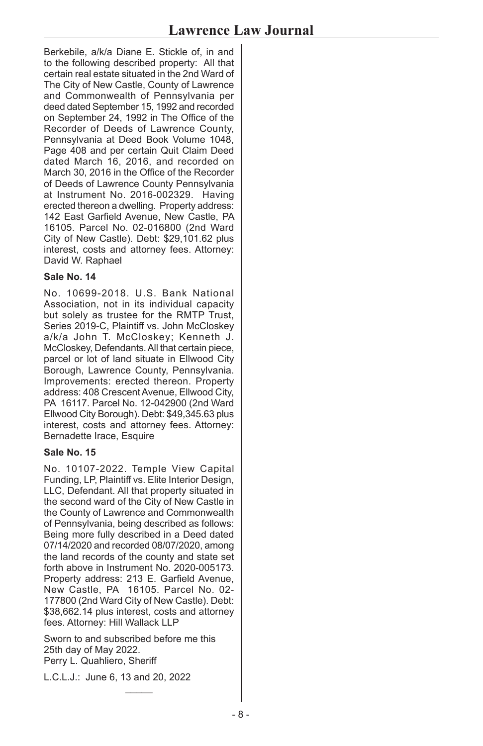Berkebile, a/k/a Diane E. Stickle of, in and to the following described property: All that certain real estate situated in the 2nd Ward of The City of New Castle, County of Lawrence and Commonwealth of Pennsylvania per deed dated September 15, 1992 and recorded on September 24, 1992 in The Office of the Recorder of Deeds of Lawrence County, Pennsylvania at Deed Book Volume 1048, Page 408 and per certain Quit Claim Deed dated March 16, 2016, and recorded on March 30, 2016 in the Office of the Recorder of Deeds of Lawrence County Pennsylvania at Instrument No. 2016-002329. Having erected thereon a dwelling. Property address: 142 East Garfield Avenue, New Castle, PA 16105. Parcel No. 02-016800 (2nd Ward City of New Castle). Debt: $29,101.62 plus interest, costs and attorney fees. Attorney: David W. Raphael

**Sale No. 14**

No. 10699-2018. U.S. Bank National Association, not in its individual capacity but solely as trustee for the RMTP Trust, Series 2019-C, Plaintiff vs. John McCloskey a/k/a John T. McCloskey; Kenneth J. McCloskey, Defendants. All that certain piece, parcel or lot of land situate in Ellwood City Borough, Lawrence County, Pennsylvania. Improvements: erected thereon. Property address: 408 Crescent Avenue, Ellwood City, PA 16117. Parcel No. 12-042900 (2nd Ward Ellwood City Borough). Debt: $49,345.63 plus interest, costs and attorney fees. Attorney: Bernadette Irace, Esquire

**Sale No. 15**

No. 10107-2022. Temple View Capital Funding, LP, Plaintiff vs. Elite Interior Design, LLC, Defendant. All that property situated in the second ward of the City of New Castle in the County of Lawrence and Commonwealth of Pennsylvania, being described as follows: Being more fully described in a Deed dated 07/14/2020 and recorded 08/07/2020, among the land records of the county and state set forth above in Instrument No. 2020-005173. Property address: 213 E. Garfield Avenue, New Castle, PA 16105. Parcel No. 02-177800 (2nd Ward City of New Castle). Debt: $38,662.14 plus interest, costs and attorney fees. Attorney: Hill Wallack LLP

Sworn to and subscribed before me this 25th day of May 2022.
Perry L. Quahliero, Sheriff

L.C.L.J.: June 6, 13 and 20, 2022

\_\_\_\_\_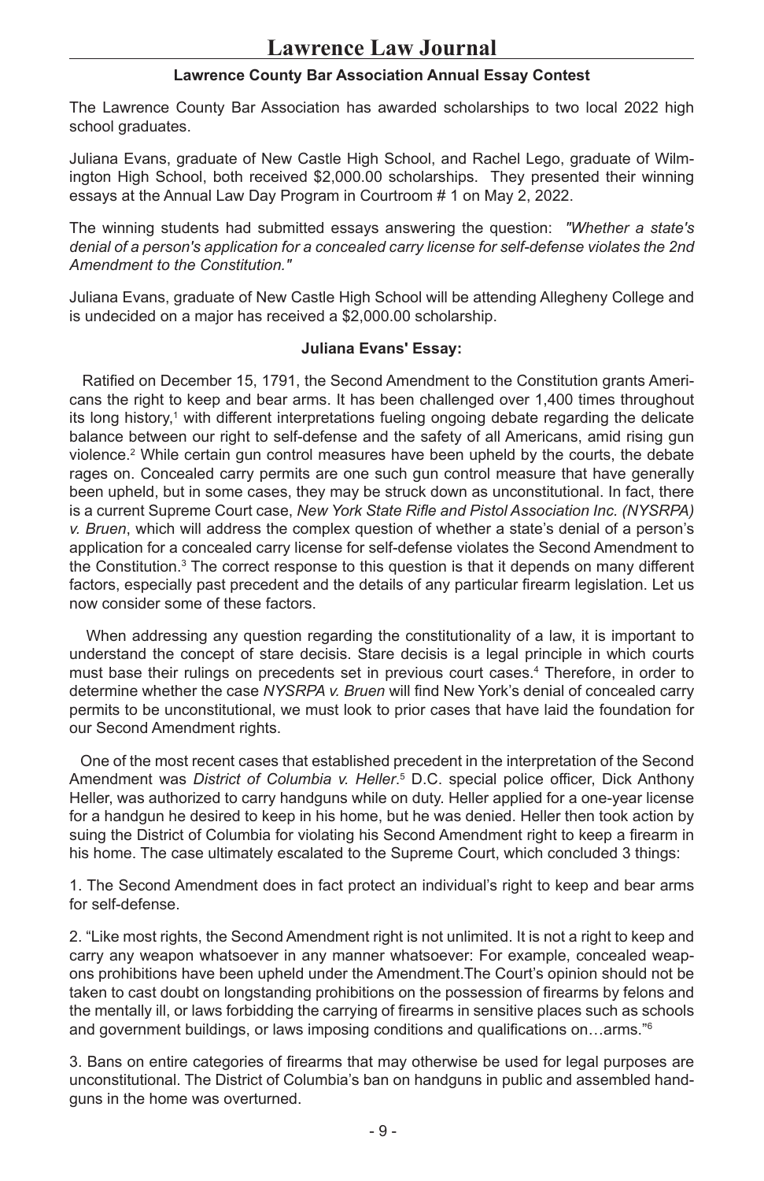# Lawrence Law Journal

### Lawrence County Bar Association Annual Essay Contest

The Lawrence County Bar Association has awarded scholarships to two local 2022 high school graduates.

Juliana Evans, graduate of New Castle High School, and Rachel Lego, graduate of Wilmington High School, both received $2,000.00 scholarships. They presented their winning essays at the Annual Law Day Program in Courtroom # 1 on May 2, 2022.

The winning students had submitted essays answering the question: *"Whether a state's denial of a person's application for a concealed carry license for self-defense violates the 2nd Amendment to the Constitution."*

Juliana Evans, graduate of New Castle High School will be attending Allegheny College and is undecided on a major has received a $2,000.00 scholarship.

### Juliana Evans' Essay:

Ratified on December 15, 1791, the Second Amendment to the Constitution grants Americans the right to keep and bear arms. It has been challenged over 1,400 times throughout its long history,[1] with different interpretations fueling ongoing debate regarding the delicate balance between our right to self-defense and the safety of all Americans, amid rising gun violence.[2] While certain gun control measures have been upheld by the courts, the debate rages on. Concealed carry permits are one such gun control measure that have generally been upheld, but in some cases, they may be struck down as unconstitutional. In fact, there is a current Supreme Court case, *New York State Rifle and Pistol Association Inc. (NYSRPA) v. Bruen*, which will address the complex question of whether a state's denial of a person's application for a concealed carry license for self-defense violates the Second Amendment to the Constitution.[3] The correct response to this question is that it depends on many different factors, especially past precedent and the details of any particular firearm legislation. Let us now consider some of these factors.

When addressing any question regarding the constitutionality of a law, it is important to understand the concept of stare decisis. Stare decisis is a legal principle in which courts must base their rulings on precedents set in previous court cases.[4] Therefore, in order to determine whether the case *NYSRPA v. Bruen* will find New York's denial of concealed carry permits to be unconstitutional, we must look to prior cases that have laid the foundation for our Second Amendment rights.

One of the most recent cases that established precedent in the interpretation of the Second Amendment was *District of Columbia v. Heller*.[5] D.C. special police officer, Dick Anthony Heller, was authorized to carry handguns while on duty. Heller applied for a one-year license for a handgun he desired to keep in his home, but he was denied. Heller then took action by suing the District of Columbia for violating his Second Amendment right to keep a firearm in his home. The case ultimately escalated to the Supreme Court, which concluded 3 things:

1. The Second Amendment does in fact protect an individual's right to keep and bear arms for self-defense.

2. "Like most rights, the Second Amendment right is not unlimited. It is not a right to keep and carry any weapon whatsoever in any manner whatsoever: For example, concealed weapons prohibitions have been upheld under the Amendment.The Court's opinion should not be taken to cast doubt on longstanding prohibitions on the possession of firearms by felons and the mentally ill, or laws forbidding the carrying of firearms in sensitive places such as schools and government buildings, or laws imposing conditions and qualifications on…arms."[6]

3. Bans on entire categories of firearms that may otherwise be used for legal purposes are unconstitutional. The District of Columbia's ban on handguns in public and assembled handguns in the home was overturned.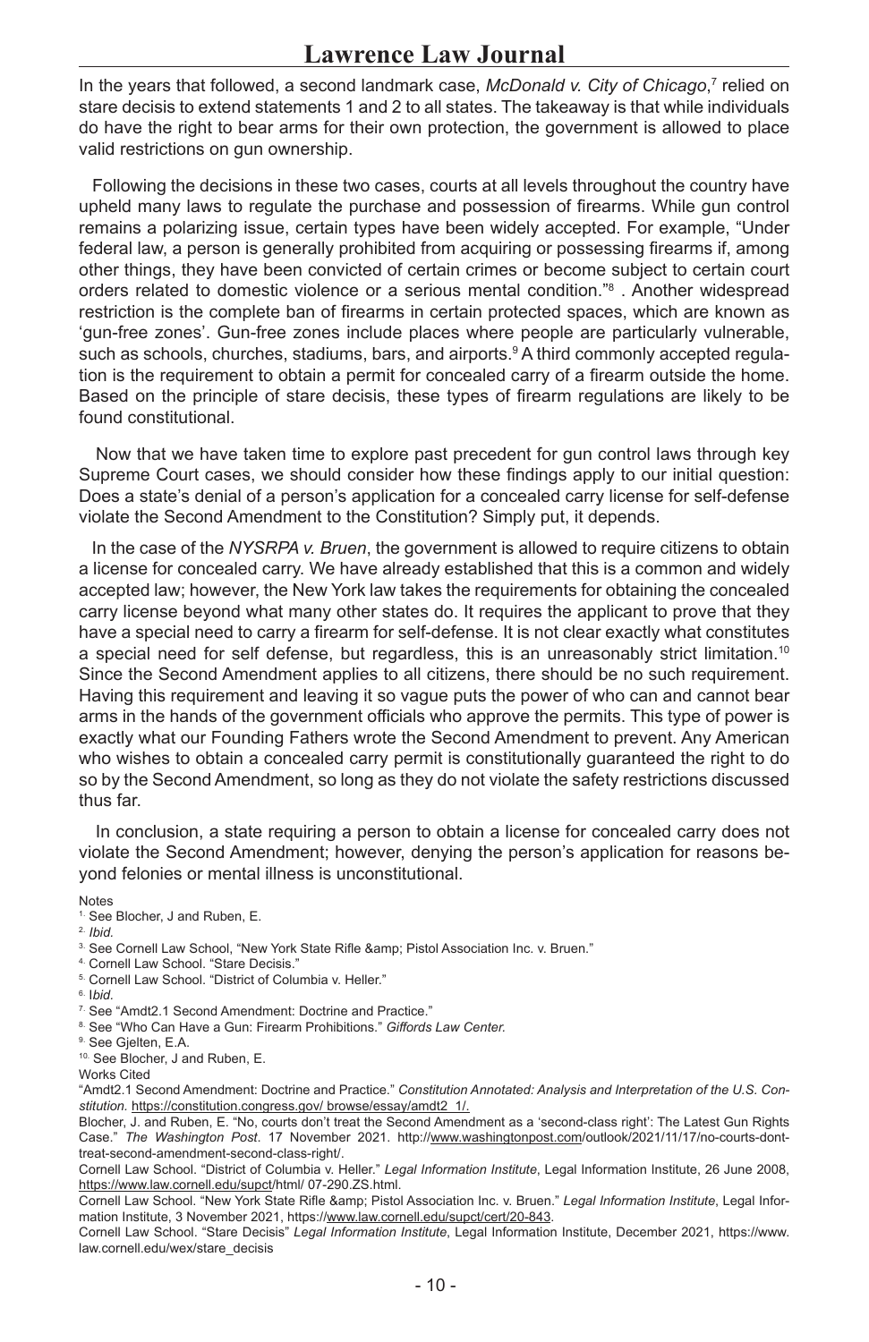In the years that followed, a second landmark case, *McDonald v. City of Chicago*,[7] relied on stare decisis to extend statements 1 and 2 to all states. The takeaway is that while individuals do have the right to bear arms for their own protection, the government is allowed to place valid restrictions on gun ownership.

Following the decisions in these two cases, courts at all levels throughout the country have upheld many laws to regulate the purchase and possession of firearms. While gun control remains a polarizing issue, certain types have been widely accepted. For example, "Under federal law, a person is generally prohibited from acquiring or possessing firearms if, among other things, they have been convicted of certain crimes or become subject to certain court orders related to domestic violence or a serious mental condition."[8] . Another widespread restriction is the complete ban of firearms in certain protected spaces, which are known as 'gun-free zones'. Gun-free zones include places where people are particularly vulnerable, such as schools, churches, stadiums, bars, and airports.[9] A third commonly accepted regulation is the requirement to obtain a permit for concealed carry of a firearm outside the home. Based on the principle of stare decisis, these types of firearm regulations are likely to be found constitutional.

Now that we have taken time to explore past precedent for gun control laws through key Supreme Court cases, we should consider how these findings apply to our initial question: Does a state's denial of a person's application for a concealed carry license for self-defense violate the Second Amendment to the Constitution? Simply put, it depends.

In the case of the *NYSRPA v. Bruen*, the government is allowed to require citizens to obtain a license for concealed carry. We have already established that this is a common and widely accepted law; however, the New York law takes the requirements for obtaining the concealed carry license beyond what many other states do. It requires the applicant to prove that they have a special need to carry a firearm for self-defense. It is not clear exactly what constitutes a special need for self defense, but regardless, this is an unreasonably strict limitation.[10] Since the Second Amendment applies to all citizens, there should be no such requirement. Having this requirement and leaving it so vague puts the power of who can and cannot bear arms in the hands of the government officials who approve the permits. This type of power is exactly what our Founding Fathers wrote the Second Amendment to prevent. Any American who wishes to obtain a concealed carry permit is constitutionally guaranteed the right to do so by the Second Amendment, so long as they do not violate the safety restrictions discussed thus far.

In conclusion, a state requiring a person to obtain a license for concealed carry does not violate the Second Amendment; however, denying the person's application for reasons beyond felonies or mental illness is unconstitutional.

Notes

1. See Blocher, J and Ruben, E.
2. *Ibid.*
3. See Cornell Law School, "New York State Rifle &amp; Pistol Association Inc. v. Bruen."
4. Cornell Law School. "Stare Decisis."
5. Cornell Law School. "District of Columbia v. Heller."
6. I*bid.*
7. See "Amdt2.1 Second Amendment: Doctrine and Practice."
8. See "Who Can Have a Gun: Firearm Prohibitions." *Giffords Law Center.*
9. See Gjelten, E.A.
10. See Blocher, J and Ruben, E.

Works Cited

"Amdt2.1 Second Amendment: Doctrine and Practice." *Constitution Annotated: Analysis and Interpretation of the U.S. Constitution.* https://constitution.congress.gov/ browse/essay/amdt2_1/.

Blocher, J. and Ruben, E. "No, courts don't treat the Second Amendment as a 'second-class right': The Latest Gun Rights Case." *The Washington Post*. 17 November 2021. http://www.washingtonpost.com/outlook/2021/11/17/no-courts-dont-treat-second-amendment-second-class-right/.

Cornell Law School. "District of Columbia v. Heller." *Legal Information Institute*, Legal Information Institute, 26 June 2008, https://www.law.cornell.edu/supct/html/ 07-290.ZS.html.

Cornell Law School. "New York State Rifle &amp; Pistol Association Inc. v. Bruen." *Legal Information Institute*, Legal Information Institute, 3 November 2021, https://www.law.cornell.edu/supct/cert/20-843.

Cornell Law School. "Stare Decisis" *Legal Information Institute*, Legal Information Institute, December 2021, https://www.law.cornell.edu/wex/stare_decisis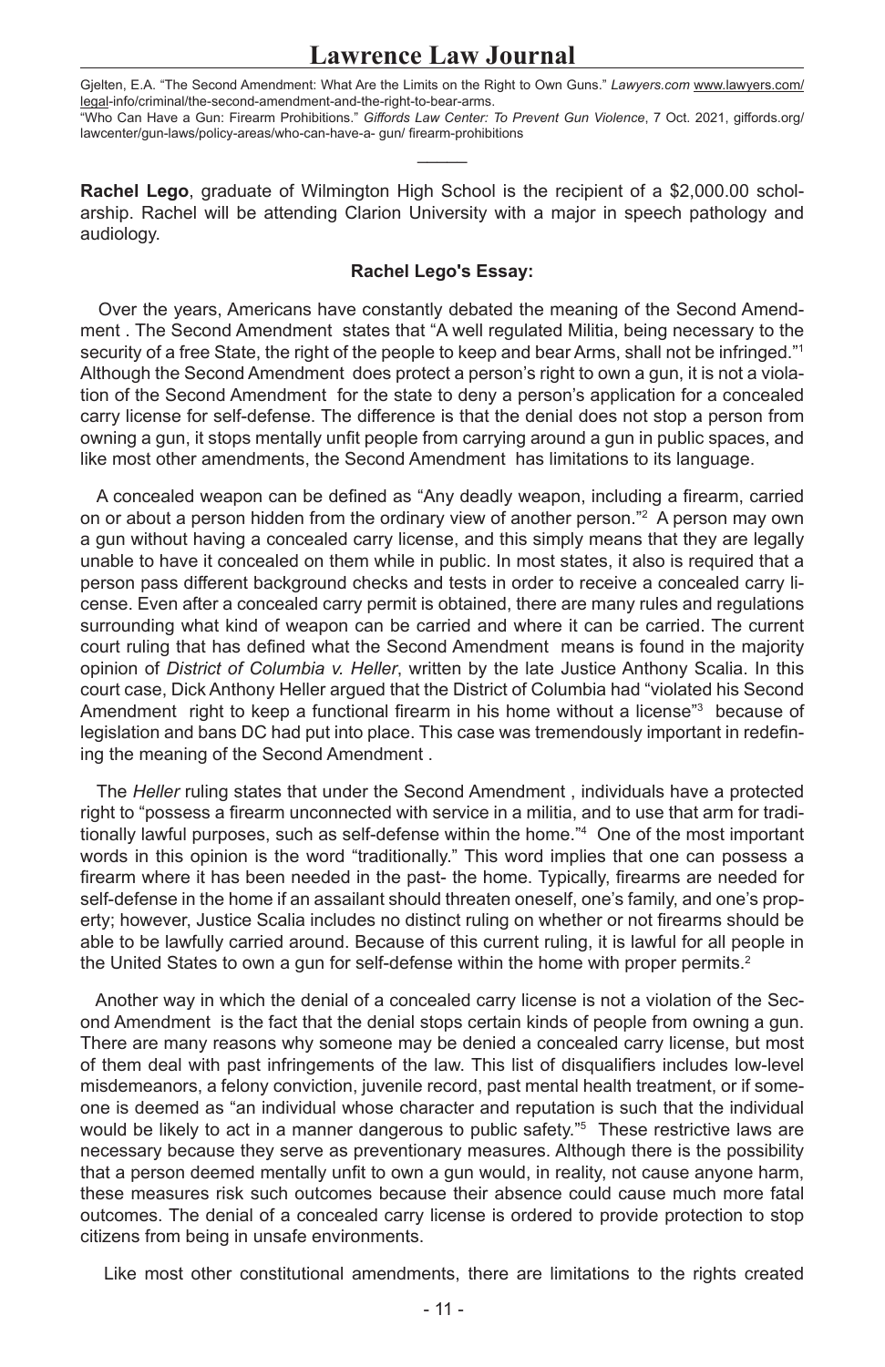Gjelten, E.A. "The Second Amendment: What Are the Limits on the Right to Own Guns." *Lawyers.com* www.lawyers.com/legal-info/criminal/the-second-amendment-and-the-right-to-bear-arms.

"Who Can Have a Gun: Firearm Prohibitions." *Giffords Law Center: To Prevent Gun Violence*, 7 Oct. 2021, giffords.org/lawcenter/gun-laws/policy-areas/who-can-have-a- gun/ firearm-prohibitions

———

**Rachel Lego**, graduate of Wilmington High School is the recipient of a $2,000.00 scholarship. Rachel will be attending Clarion University with a major in speech pathology and audiology.

**Rachel Lego's Essay:**

Over the years, Americans have constantly debated the meaning of the Second Amendment . The Second Amendment states that "A well regulated Militia, being necessary to the security of a free State, the right of the people to keep and bear Arms, shall not be infringed."[1] Although the Second Amendment does protect a person's right to own a gun, it is not a violation of the Second Amendment for the state to deny a person's application for a concealed carry license for self-defense. The difference is that the denial does not stop a person from owning a gun, it stops mentally unfit people from carrying around a gun in public spaces, and like most other amendments, the Second Amendment has limitations to its language.

A concealed weapon can be defined as "Any deadly weapon, including a firearm, carried on or about a person hidden from the ordinary view of another person."[2] A person may own a gun without having a concealed carry license, and this simply means that they are legally unable to have it concealed on them while in public. In most states, it also is required that a person pass different background checks and tests in order to receive a concealed carry license. Even after a concealed carry permit is obtained, there are many rules and regulations surrounding what kind of weapon can be carried and where it can be carried. The current court ruling that has defined what the Second Amendment means is found in the majority opinion of *District of Columbia v. Heller*, written by the late Justice Anthony Scalia. In this court case, Dick Anthony Heller argued that the District of Columbia had "violated his Second Amendment right to keep a functional firearm in his home without a license"[3] because of legislation and bans DC had put into place. This case was tremendously important in redefining the meaning of the Second Amendment .

The *Heller* ruling states that under the Second Amendment , individuals have a protected right to "possess a firearm unconnected with service in a militia, and to use that arm for traditionally lawful purposes, such as self-defense within the home."[4] One of the most important words in this opinion is the word "traditionally." This word implies that one can possess a firearm where it has been needed in the past- the home. Typically, firearms are needed for self-defense in the home if an assailant should threaten oneself, one's family, and one's property; however, Justice Scalia includes no distinct ruling on whether or not firearms should be able to be lawfully carried around. Because of this current ruling, it is lawful for all people in the United States to own a gun for self-defense within the home with proper permits.[2]

Another way in which the denial of a concealed carry license is not a violation of the Second Amendment is the fact that the denial stops certain kinds of people from owning a gun. There are many reasons why someone may be denied a concealed carry license, but most of them deal with past infringements of the law. This list of disqualifiers includes low-level misdemeanors, a felony conviction, juvenile record, past mental health treatment, or if someone is deemed as "an individual whose character and reputation is such that the individual would be likely to act in a manner dangerous to public safety."[5] These restrictive laws are necessary because they serve as preventionary measures. Although there is the possibility that a person deemed mentally unfit to own a gun would, in reality, not cause anyone harm, these measures risk such outcomes because their absence could cause much more fatal outcomes. The denial of a concealed carry license is ordered to provide protection to stop citizens from being in unsafe environments.

Like most other constitutional amendments, there are limitations to the rights created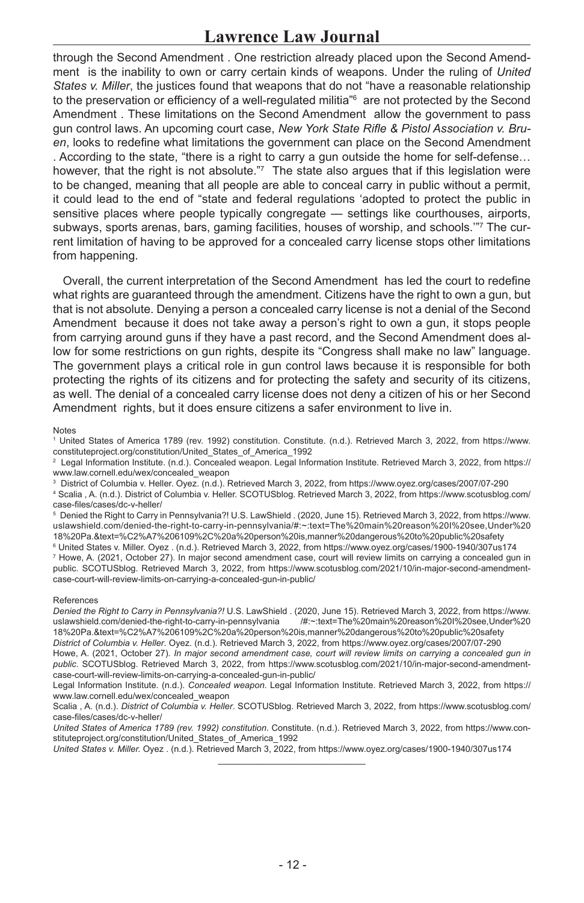through the Second Amendment . One restriction already placed upon the Second Amendment is the inability to own or carry certain kinds of weapons. Under the ruling of *United States v. Miller*, the justices found that weapons that do not "have a reasonable relationship to the preservation or efficiency of a well-regulated militia"[6] are not protected by the Second Amendment . These limitations on the Second Amendment allow the government to pass gun control laws. An upcoming court case, *New York State Rifle & Pistol Association v. Bruen*, looks to redefine what limitations the government can place on the Second Amendment . According to the state, "there is a right to carry a gun outside the home for self-defense… however, that the right is not absolute."[7] The state also argues that if this legislation were to be changed, meaning that all people are able to conceal carry in public without a permit, it could lead to the end of "state and federal regulations 'adopted to protect the public in sensitive places where people typically congregate — settings like courthouses, airports, subways, sports arenas, bars, gaming facilities, houses of worship, and schools.'"[7] The current limitation of having to be approved for a concealed carry license stops other limitations from happening.

Overall, the current interpretation of the Second Amendment has led the court to redefine what rights are guaranteed through the amendment. Citizens have the right to own a gun, but that is not absolute. Denying a person a concealed carry license is not a denial of the Second Amendment because it does not take away a person's right to own a gun, it stops people from carrying around guns if they have a past record, and the Second Amendment does allow for some restrictions on gun rights, despite its "Congress shall make no law" language. The government plays a critical role in gun control laws because it is responsible for both protecting the rights of its citizens and for protecting the safety and security of its citizens, as well. The denial of a concealed carry license does not deny a citizen of his or her Second Amendment rights, but it does ensure citizens a safer environment to live in.

Notes

[1] United States of America 1789 (rev. 1992) constitution. Constitute. (n.d.). Retrieved March 3, 2022, from https://www.constituteproject.org/constitution/United_States_of_America_1992

[2] Legal Information Institute. (n.d.). Concealed weapon. Legal Information Institute. Retrieved March 3, 2022, from https://www.law.cornell.edu/wex/concealed_weapon

[3] District of Columbia v. Heller. Oyez. (n.d.). Retrieved March 3, 2022, from https://www.oyez.org/cases/2007/07-290

[4] Scalia , A. (n.d.). District of Columbia v. Heller. SCOTUSblog. Retrieved March 3, 2022, from https://www.scotusblog.com/case-files/cases/dc-v-heller/

[5] Denied the Right to Carry in Pennsylvania?! U.S. LawShield . (2020, June 15). Retrieved March 3, 2022, from https://www.uslawshield.com/denied-the-right-to-carry-in-pennsylvania/#:~:text=The%20main%20reason%20I%20see,Under%2018%20Pa.&text=%C2%A7%206109%2C%20a%20person%20is,manner%20dangerous%20to%20public%20safety

[6] United States v. Miller. Oyez . (n.d.). Retrieved March 3, 2022, from https://www.oyez.org/cases/1900-1940/307us174

[7] Howe, A. (2021, October 27). In major second amendment case, court will review limits on carrying a concealed gun in public. SCOTUSblog. Retrieved March 3, 2022, from https://www.scotusblog.com/2021/10/in-major-second-amendment-case-court-will-review-limits-on-carrying-a-concealed-gun-in-public/

References

*Denied the Right to Carry in Pennsylvania?!* U.S. LawShield . (2020, June 15). Retrieved March 3, 2022, from https://www.uslawshield.com/denied-the-right-to-carry-in-pennsylvania /#:~:text=The%20main%20reason%20I%20see,Under%2018%20Pa.&text=%C2%A7%206109%2C%20a%20person%20is,manner%20dangerous%20to%20public%20safety

*District of Columbia v. Heller*. Oyez. (n.d.). Retrieved March 3, 2022, from https://www.oyez.org/cases/2007/07-290

Howe, A. (2021, October 27). *In major second amendment case, court will review limits on carrying a concealed gun in public.* SCOTUSblog. Retrieved March 3, 2022, from https://www.scotusblog.com/2021/10/in-major-second-amendment-case-court-will-review-limits-on-carrying-a-concealed-gun-in-public/

Legal Information Institute. (n.d.). *Concealed weapon.* Legal Information Institute. Retrieved March 3, 2022, from https://www.law.cornell.edu/wex/concealed_weapon

Scalia , A. (n.d.). *District of Columbia v. Heller*. SCOTUSblog. Retrieved March 3, 2022, from https://www.scotusblog.com/case-files/cases/dc-v-heller/

*United States of America 1789 (rev. 1992) constitution.* Constitute. (n.d.). Retrieved March 3, 2022, from https://www.constituteproject.org/constitution/United_States_of_America_1992

*United States v. Miller.* Oyez . (n.d.). Retrieved March 3, 2022, from https://www.oyez.org/cases/1900-1940/307us174